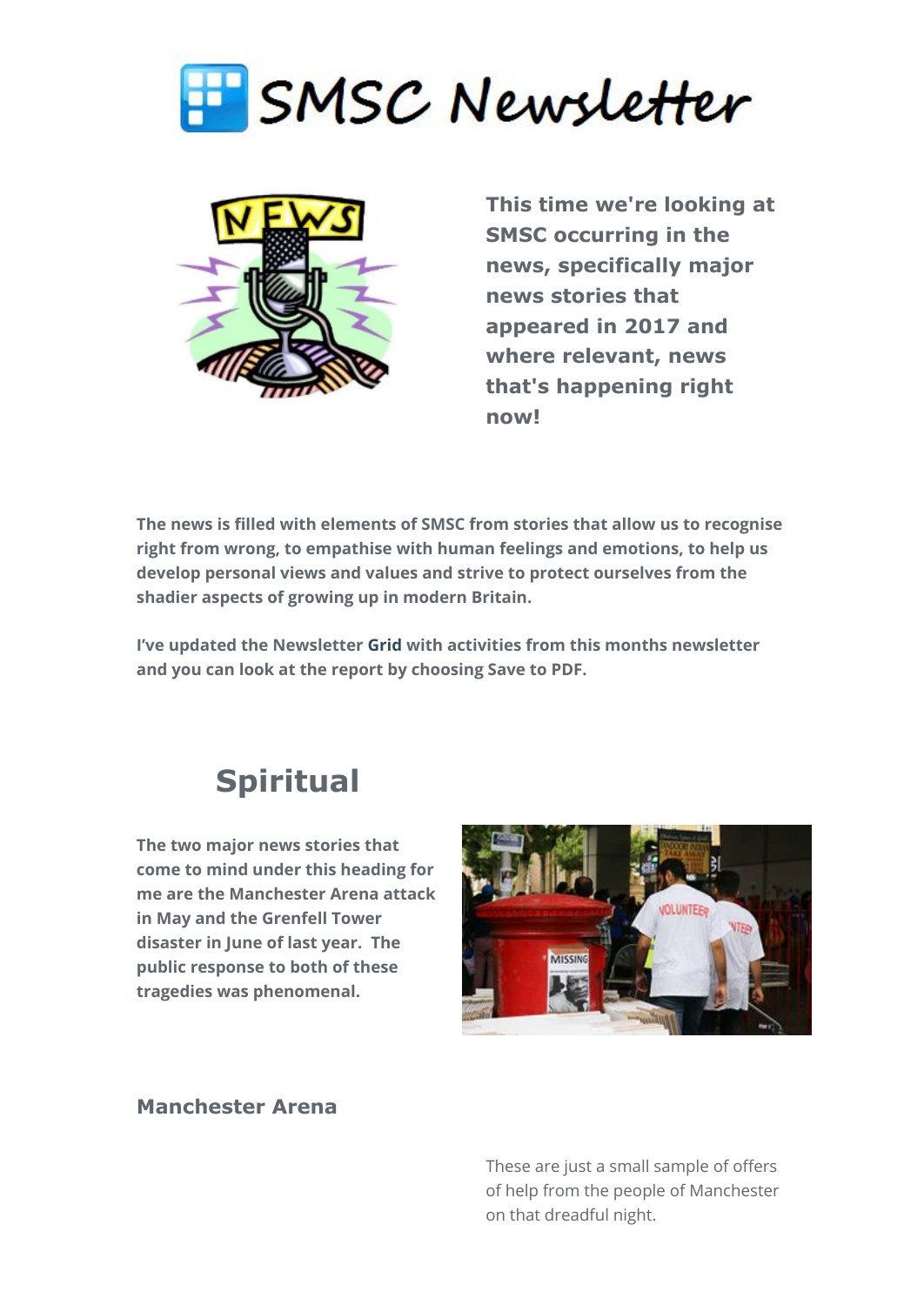# SMSC Newsletter

**This time we're looking at SMSC occurring in the news, specifically major news stories that appeared in 2017 and where relevant, news that's happening right now!**

**The news is filled with elements of SMSC from stories that allow us to recognise right from wrong, to empathise with human feelings and emotions, to help us develop personal views and values and strive to protect ourselves from the shadier aspects of growing up in modern Britain.**

**I've updated the Newsletter Grid with activities from this months newsletter and you can look at the report by choosing Save to PDF.**

## Spiritual

**The two major news stories that come to mind under this heading for me are the Manchester Arena attack in May and the Grenfell Tower disaster in June of last year. The public response to both of these tragedies was phenomenal.**

### Manchester Arena

These are just a small sample of offers of help from the people of Manchester on that dreadful night.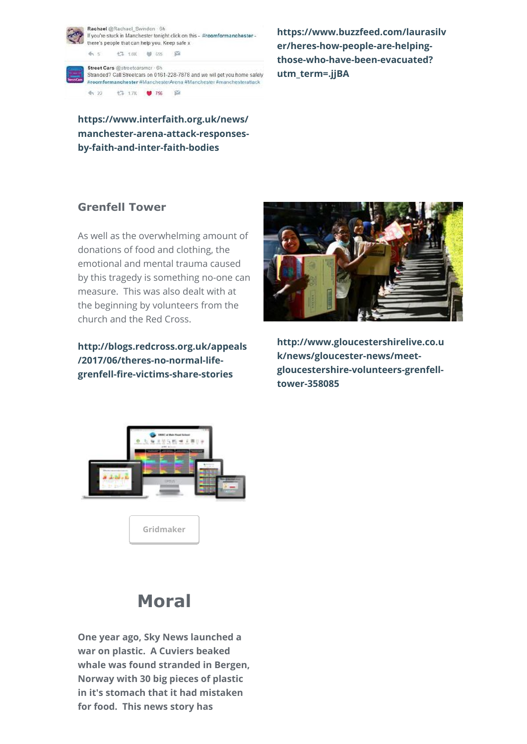https://www.buzzfeed.com/laurasilver/heres-how-people-are-helping-those-who-have-been-evacuated?utm_term=.jjBA

**https://www.interfaith.org.uk/news/manchester-arena-attack-responses-by-faith-and-inter-faith-bodies**

### Grenfell Tower

As well as the overwhelming amount of donations of food and clothing, the emotional and mental trauma caused by this tragedy is something no-one can measure. This was also dealt with at the beginning by volunteers from the church and the Red Cross.

**http://blogs.redcross.org.uk/appeals/2017/06/theres-no-normal-life-grenfell-fire-victims-share-stories**

**http://www.gloucestershirelive.co.uk/news/gloucester-news/meet-gloucestershire-volunteers-grenfell-tower-358085**

Gridmaker

## Moral

**One year ago, Sky News launched a war on plastic. A Cuviers beaked whale was found stranded in Bergen, Norway with 30 big pieces of plastic in it's stomach that it had mistaken for food. This news story has**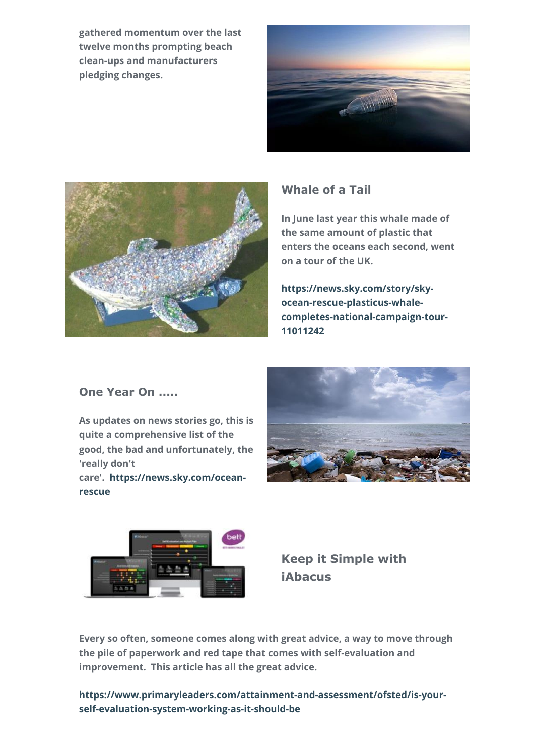gathered momentum over the last twelve months prompting beach clean-ups and manufacturers pledging changes.

## Whale of a Tail

In June last year this whale made of the same amount of plastic that enters the oceans each second, went on a tour of the UK.

**https://news.sky.com/story/sky-ocean-rescue-plasticus-whale-completes-national-campaign-tour-11011242**

## One Year On .....

As updates on news stories go, this is quite a comprehensive list of the good, the bad and unfortunately, the 'really don't care'. **https://news.sky.com/ocean-rescue**

## Keep it Simple with iAbacus

Every so often, someone comes along with great advice, a way to move through the pile of paperwork and red tape that comes with self-evaluation and improvement. This article has all the great advice.

**https://www.primaryleaders.com/attainment-and-assessment/ofsted/is-your-self-evaluation-system-working-as-it-should-be**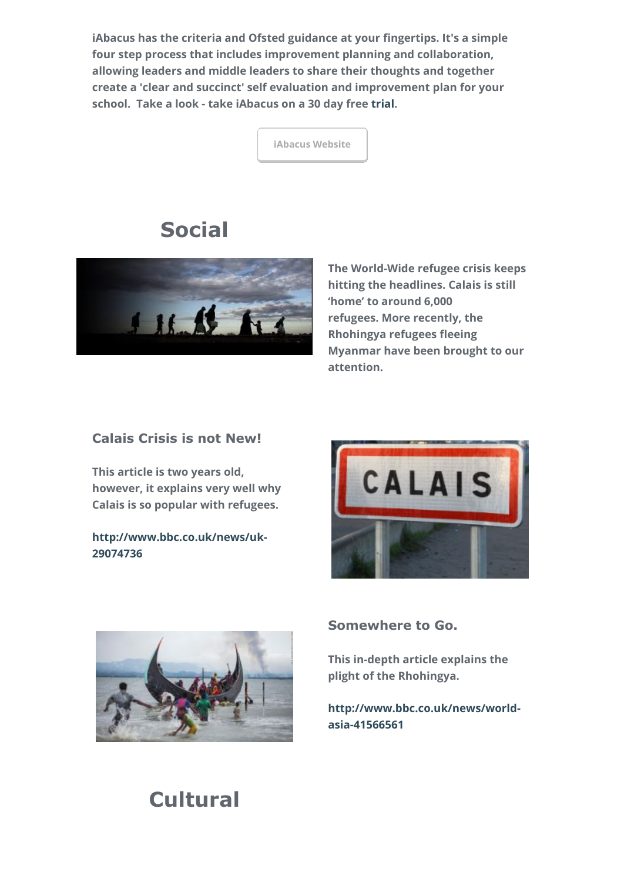**iAbacus has the criteria and Ofsted guidance at your fingertips. It's a simple four step process that includes improvement planning and collaboration, allowing leaders and middle leaders to share their thoughts and together create a 'clear and succinct' self evaluation and improvement plan for your school. Take a look - take iAbacus on a 30 day free trial.**

iAbacus Website

# Social

**The World-Wide refugee crisis keeps hitting the headlines. Calais is still 'home' to around 6,000 refugees. More recently, the Rhohingya refugees fleeing Myanmar have been brought to our attention.**

### Calais Crisis is not New!

**This article is two years old, however, it explains very well why Calais is so popular with refugees.**

**http://www.bbc.co.uk/news/uk-29074736**

### Somewhere to Go.

**This in-depth article explains the plight of the Rhohingya.**

**http://www.bbc.co.uk/news/world-asia-41566561**

# Cultural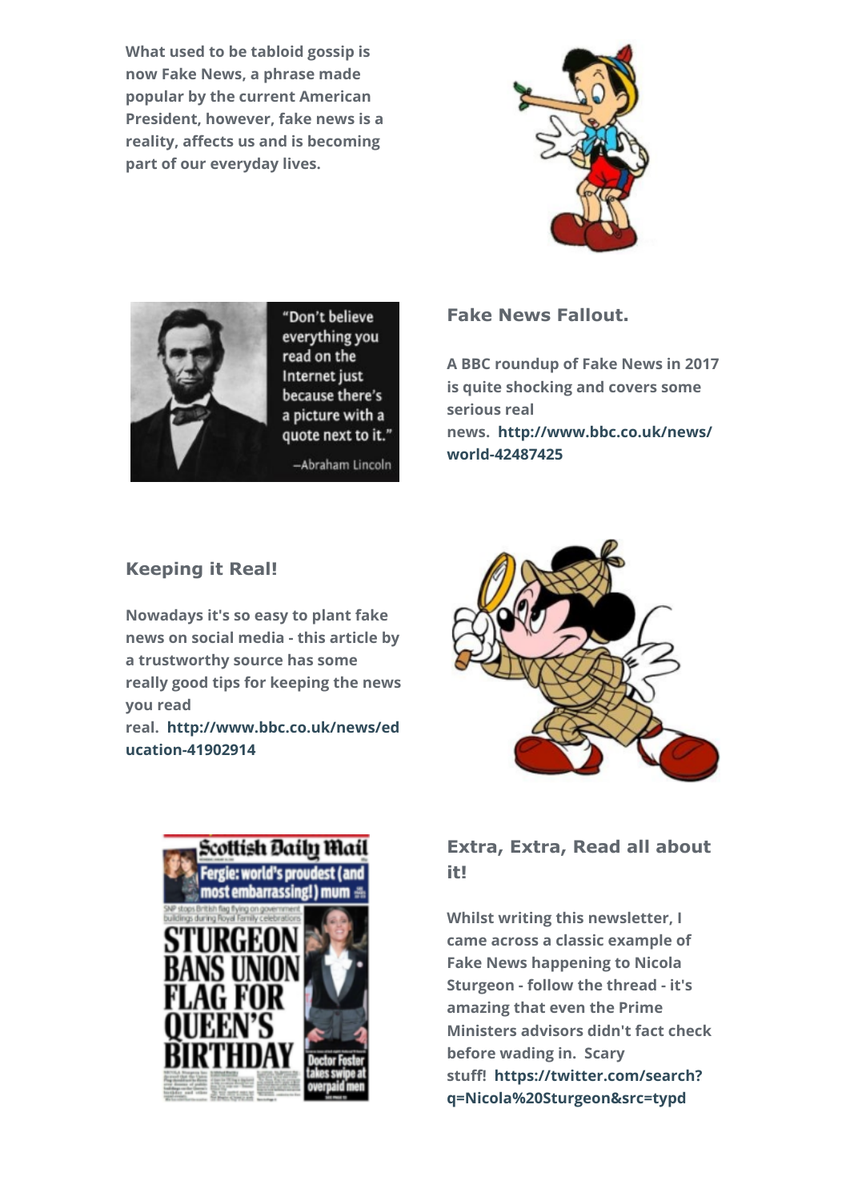What used to be tabloid gossip is now Fake News, a phrase made popular by the current American President, however, fake news is a reality, affects us and is becoming part of our everyday lives.

## Fake News Fallout.

A BBC roundup of Fake News in 2017 is quite shocking and covers some serious real news. http://www.bbc.co.uk/news/world-42487425

## Keeping it Real!

Nowadays it's so easy to plant fake news on social media - this article by a trustworthy source has some really good tips for keeping the news you read real. http://www.bbc.co.uk/news/education-41902914

## Extra, Extra, Read all about it!

Whilst writing this newsletter, I came across a classic example of Fake News happening to Nicola Sturgeon - follow the thread - it's amazing that even the Prime Ministers advisors didn't fact check before wading in. Scary stuff! https://twitter.com/search?q=Nicola%20Sturgeon&src=typd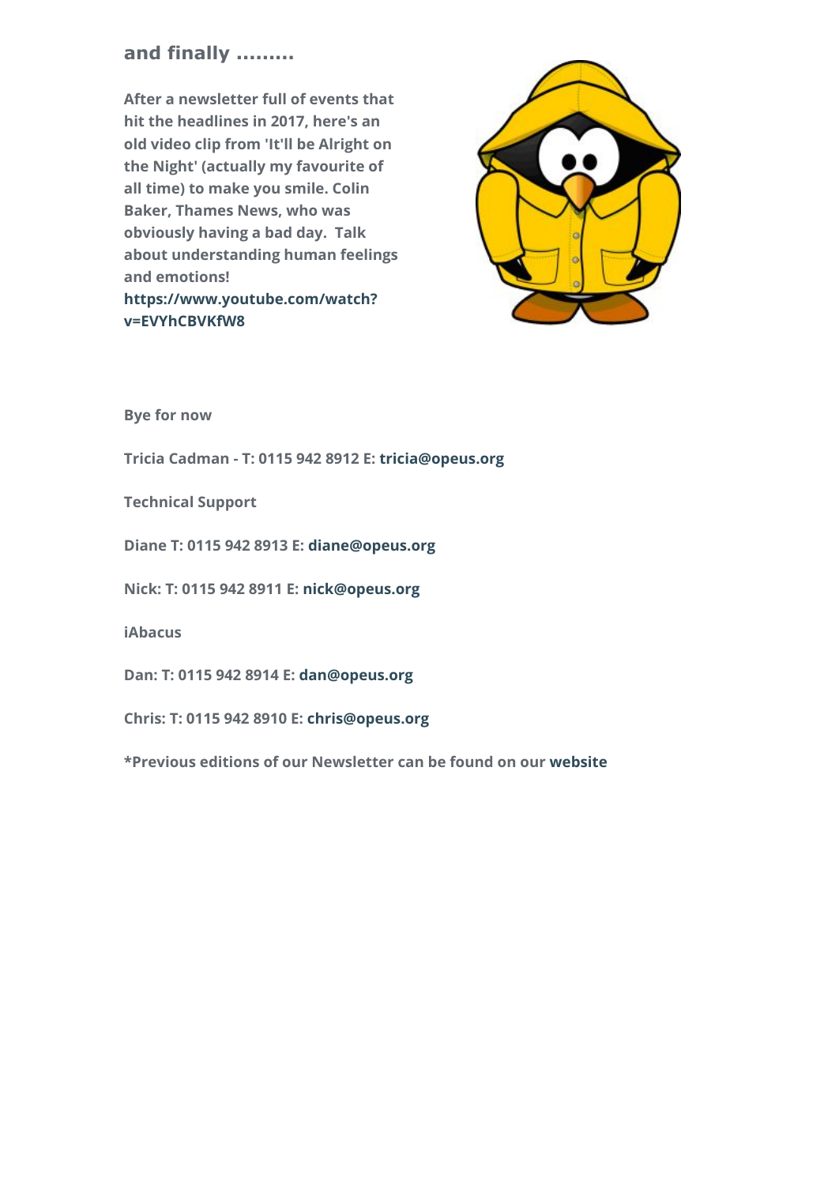## and finally .........

**After a newsletter full of events that hit the headlines in 2017, here's an old video clip from 'It'll be Alright on the Night' (actually my favourite of all time) to make you smile. Colin Baker, Thames News, who was obviously having a bad day. Talk about understanding human feelings and emotions!**
**https://www.youtube.com/watch?v=EVYhCBVKfW8**

**Bye for now**

**Tricia Cadman - T: 0115 942 8912 E: tricia@opeus.org**

**Technical Support**

**Diane T: 0115 942 8913 E: diane@opeus.org**

**Nick: T: 0115 942 8911 E: nick@opeus.org**

**iAbacus**

**Dan: T: 0115 942 8914 E: dan@opeus.org**

**Chris: T: 0115 942 8910 E: chris@opeus.org**

**\*Previous editions of our Newsletter can be found on our website**